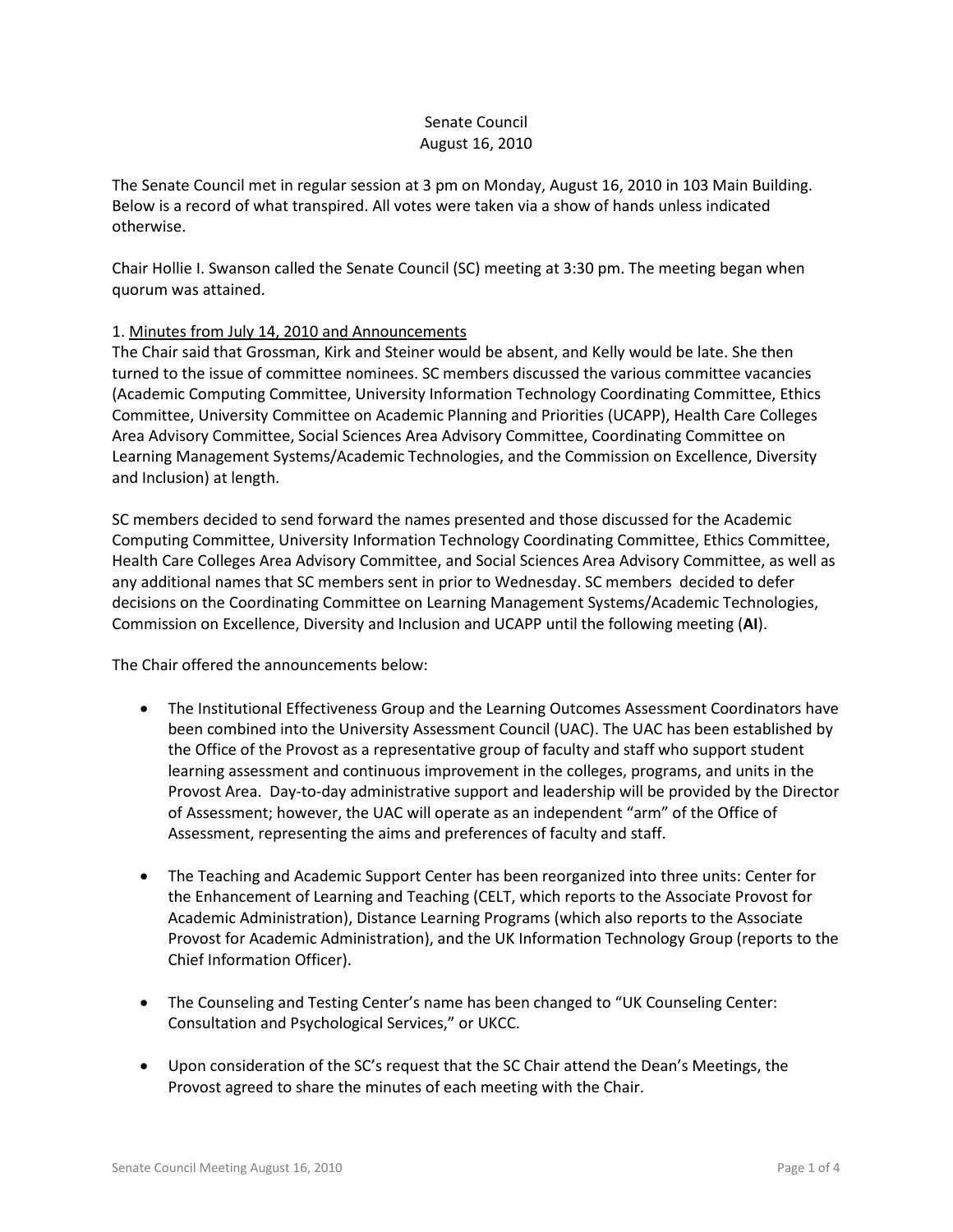# Senate Council
## August 16, 2010

The Senate Council met in regular session at 3 pm on Monday, August 16, 2010 in 103 Main Building. Below is a record of what transpired. All votes were taken via a show of hands unless indicated otherwise.

Chair Hollie I. Swanson called the Senate Council (SC) meeting at 3:30 pm. The meeting began when quorum was attained.

1. Minutes from July 14, 2010 and Announcements

The Chair said that Grossman, Kirk and Steiner would be absent, and Kelly would be late. She then turned to the issue of committee nominees. SC members discussed the various committee vacancies (Academic Computing Committee, University Information Technology Coordinating Committee, Ethics Committee, University Committee on Academic Planning and Priorities (UCAPP), Health Care Colleges Area Advisory Committee, Social Sciences Area Advisory Committee, Coordinating Committee on Learning Management Systems/Academic Technologies, and the Commission on Excellence, Diversity and Inclusion) at length.

SC members decided to send forward the names presented and those discussed for the Academic Computing Committee, University Information Technology Coordinating Committee, Ethics Committee, Health Care Colleges Area Advisory Committee, and Social Sciences Area Advisory Committee, as well as any additional names that SC members sent in prior to Wednesday. SC members decided to defer decisions on the Coordinating Committee on Learning Management Systems/Academic Technologies, Commission on Excellence, Diversity and Inclusion and UCAPP until the following meeting (**AI**).

The Chair offered the announcements below:

- The Institutional Effectiveness Group and the Learning Outcomes Assessment Coordinators have been combined into the University Assessment Council (UAC). The UAC has been established by the Office of the Provost as a representative group of faculty and staff who support student learning assessment and continuous improvement in the colleges, programs, and units in the Provost Area. Day-to-day administrative support and leadership will be provided by the Director of Assessment; however, the UAC will operate as an independent "arm" of the Office of Assessment, representing the aims and preferences of faculty and staff.

- The Teaching and Academic Support Center has been reorganized into three units: Center for the Enhancement of Learning and Teaching (CELT, which reports to the Associate Provost for Academic Administration), Distance Learning Programs (which also reports to the Associate Provost for Academic Administration), and the UK Information Technology Group (reports to the Chief Information Officer).

- The Counseling and Testing Center's name has been changed to "UK Counseling Center: Consultation and Psychological Services," or UKCC.

- Upon consideration of the SC's request that the SC Chair attend the Dean's Meetings, the Provost agreed to share the minutes of each meeting with the Chair.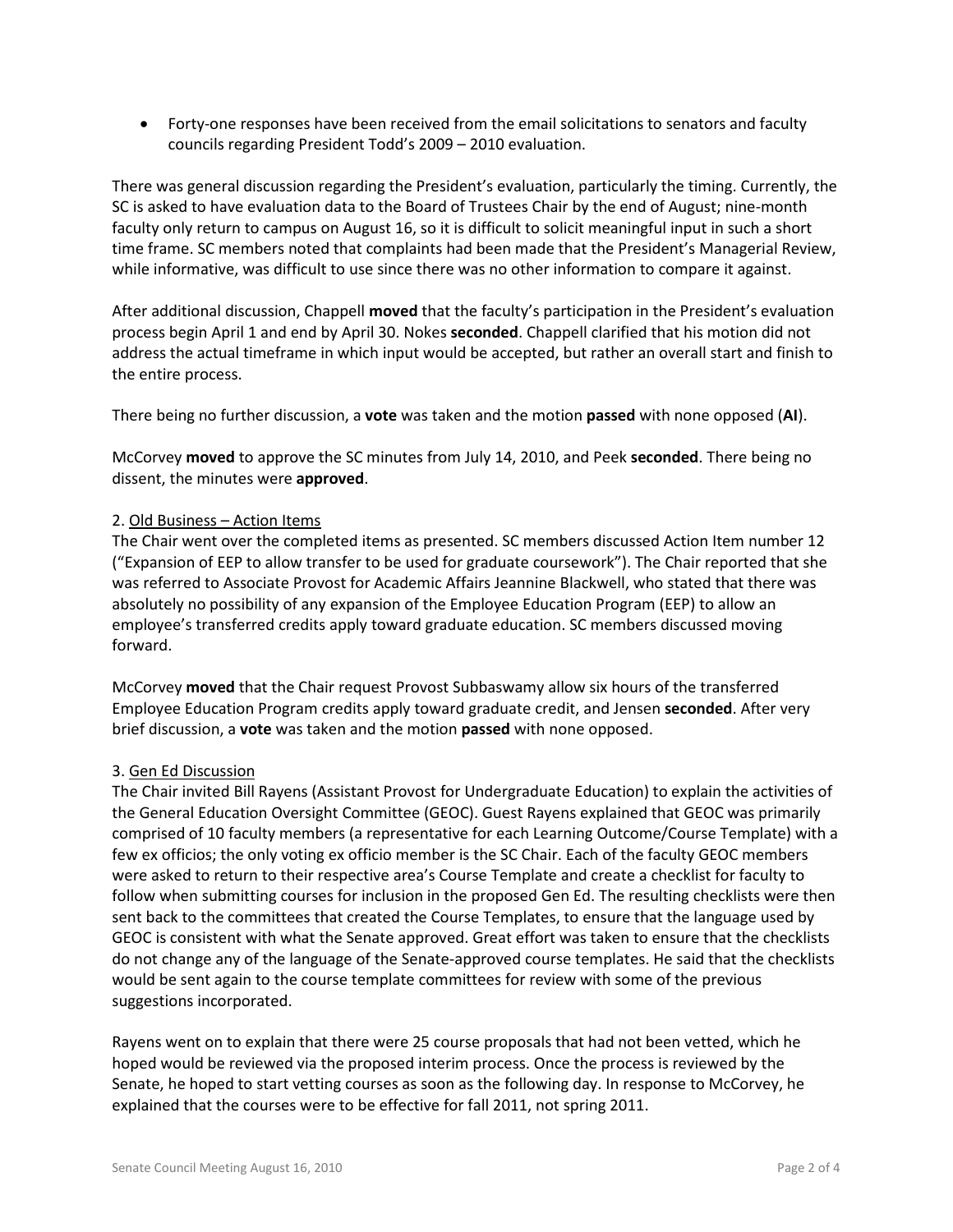- Forty-one responses have been received from the email solicitations to senators and faculty councils regarding President Todd's 2009 – 2010 evaluation.

There was general discussion regarding the President's evaluation, particularly the timing. Currently, the SC is asked to have evaluation data to the Board of Trustees Chair by the end of August; nine-month faculty only return to campus on August 16, so it is difficult to solicit meaningful input in such a short time frame. SC members noted that complaints had been made that the President's Managerial Review, while informative, was difficult to use since there was no other information to compare it against.

After additional discussion, Chappell **moved** that the faculty's participation in the President's evaluation process begin April 1 and end by April 30. Nokes **seconded**. Chappell clarified that his motion did not address the actual timeframe in which input would be accepted, but rather an overall start and finish to the entire process.

There being no further discussion, a **vote** was taken and the motion **passed** with none opposed (**AI**).

McCorvey **moved** to approve the SC minutes from July 14, 2010, and Peek **seconded**. There being no dissent, the minutes were **approved**.

2. Old Business – Action Items

The Chair went over the completed items as presented. SC members discussed Action Item number 12 ("Expansion of EEP to allow transfer to be used for graduate coursework"). The Chair reported that she was referred to Associate Provost for Academic Affairs Jeannine Blackwell, who stated that there was absolutely no possibility of any expansion of the Employee Education Program (EEP) to allow an employee's transferred credits apply toward graduate education. SC members discussed moving forward.

McCorvey **moved** that the Chair request Provost Subbaswamy allow six hours of the transferred Employee Education Program credits apply toward graduate credit, and Jensen **seconded**. After very brief discussion, a **vote** was taken and the motion **passed** with none opposed.

3. Gen Ed Discussion

The Chair invited Bill Rayens (Assistant Provost for Undergraduate Education) to explain the activities of the General Education Oversight Committee (GEOC). Guest Rayens explained that GEOC was primarily comprised of 10 faculty members (a representative for each Learning Outcome/Course Template) with a few ex officios; the only voting ex officio member is the SC Chair. Each of the faculty GEOC members were asked to return to their respective area's Course Template and create a checklist for faculty to follow when submitting courses for inclusion in the proposed Gen Ed. The resulting checklists were then sent back to the committees that created the Course Templates, to ensure that the language used by GEOC is consistent with what the Senate approved. Great effort was taken to ensure that the checklists do not change any of the language of the Senate-approved course templates. He said that the checklists would be sent again to the course template committees for review with some of the previous suggestions incorporated.

Rayens went on to explain that there were 25 course proposals that had not been vetted, which he hoped would be reviewed via the proposed interim process. Once the process is reviewed by the Senate, he hoped to start vetting courses as soon as the following day. In response to McCorvey, he explained that the courses were to be effective for fall 2011, not spring 2011.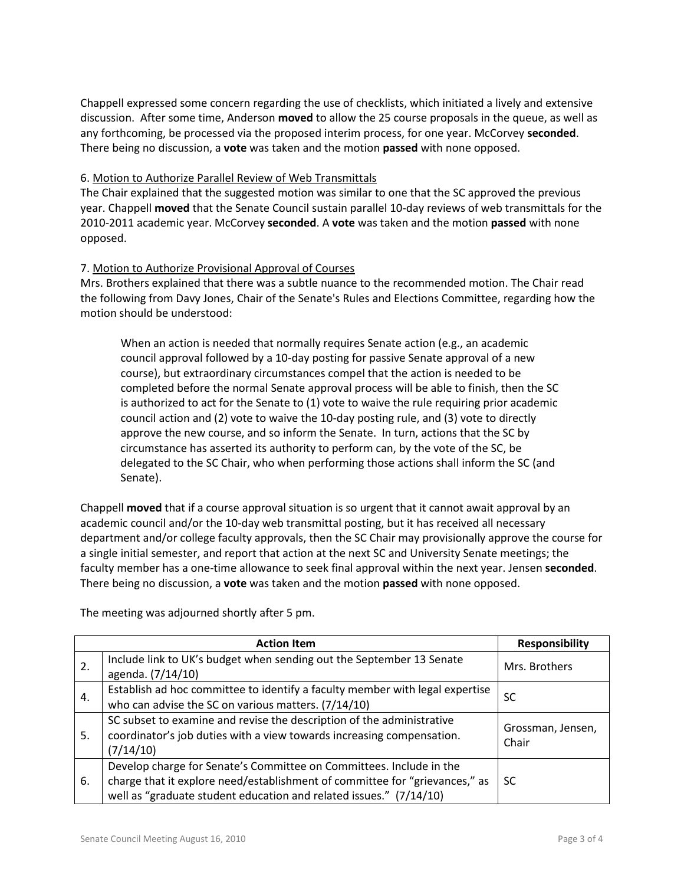Chappell expressed some concern regarding the use of checklists, which initiated a lively and extensive discussion. After some time, Anderson **moved** to allow the 25 course proposals in the queue, as well as any forthcoming, be processed via the proposed interim process, for one year. McCorvey **seconded**. There being no discussion, a **vote** was taken and the motion **passed** with none opposed.

6. Motion to Authorize Parallel Review of Web Transmittals

The Chair explained that the suggested motion was similar to one that the SC approved the previous year. Chappell **moved** that the Senate Council sustain parallel 10-day reviews of web transmittals for the 2010-2011 academic year. McCorvey **seconded**. A **vote** was taken and the motion **passed** with none opposed.

7. Motion to Authorize Provisional Approval of Courses

Mrs. Brothers explained that there was a subtle nuance to the recommended motion. The Chair read the following from Davy Jones, Chair of the Senate's Rules and Elections Committee, regarding how the motion should be understood:

> When an action is needed that normally requires Senate action (e.g., an academic council approval followed by a 10-day posting for passive Senate approval of a new course), but extraordinary circumstances compel that the action is needed to be completed before the normal Senate approval process will be able to finish, then the SC is authorized to act for the Senate to (1) vote to waive the rule requiring prior academic council action and (2) vote to waive the 10-day posting rule, and (3) vote to directly approve the new course, and so inform the Senate. In turn, actions that the SC by circumstance has asserted its authority to perform can, by the vote of the SC, be delegated to the SC Chair, who when performing those actions shall inform the SC (and Senate).

Chappell **moved** that if a course approval situation is so urgent that it cannot await approval by an academic council and/or the 10-day web transmittal posting, but it has received all necessary department and/or college faculty approvals, then the SC Chair may provisionally approve the course for a single initial semester, and report that action at the next SC and University Senate meetings; the faculty member has a one-time allowance to seek final approval within the next year. Jensen **seconded**. There being no discussion, a **vote** was taken and the motion **passed** with none opposed.

The meeting was adjourned shortly after 5 pm.

| | Action Item | Responsibility |
|---|---|---|
| 2. | Include link to UK's budget when sending out the September 13 Senate agenda. (7/14/10) | Mrs. Brothers |
| 4. | Establish ad hoc committee to identify a faculty member with legal expertise who can advise the SC on various matters. (7/14/10) | SC |
| 5. | SC subset to examine and revise the description of the administrative coordinator's job duties with a view towards increasing compensation. (7/14/10) | Grossman, Jensen, Chair |
| 6. | Develop charge for Senate's Committee on Committees. Include in the charge that it explore need/establishment of committee for "grievances," as well as "graduate student education and related issues." (7/14/10) | SC |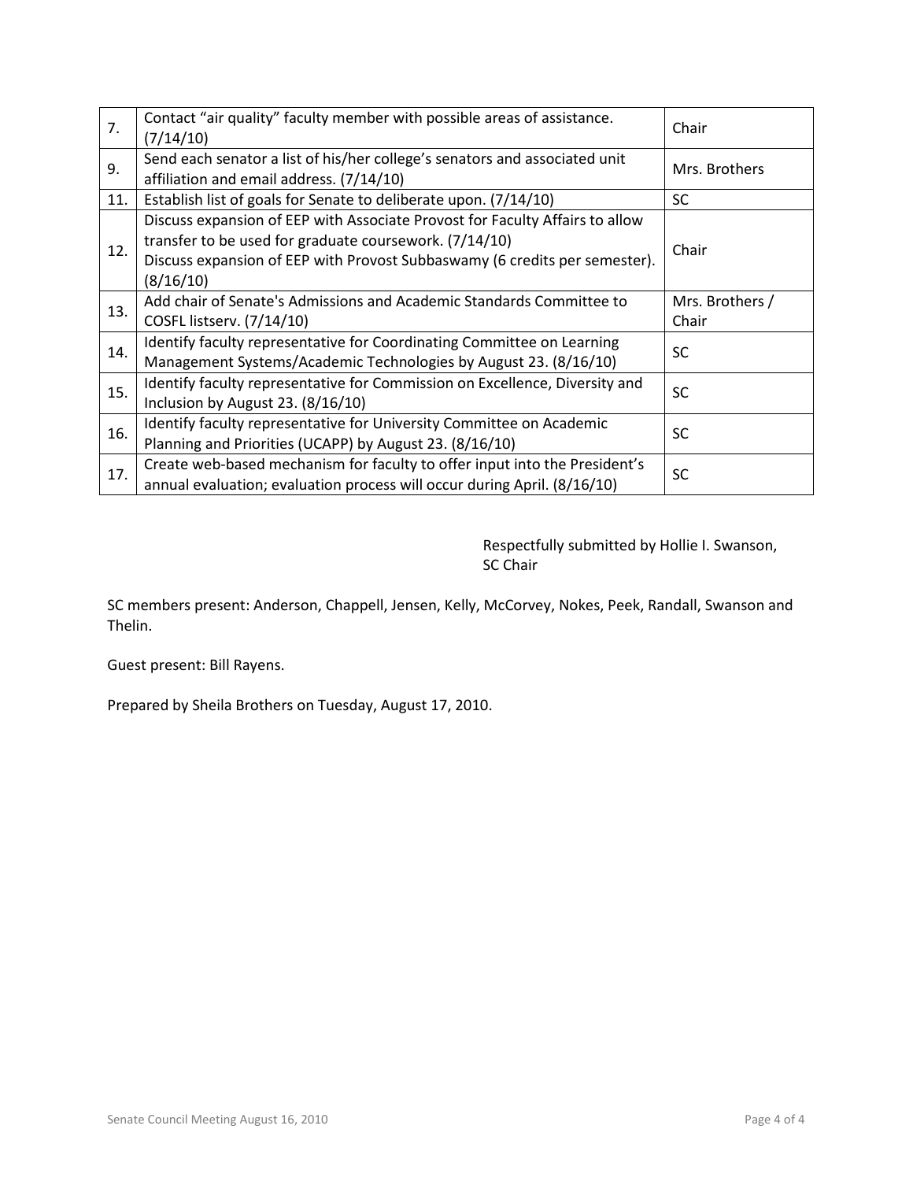| | | |
|---|---|---|
| 7. | Contact "air quality" faculty member with possible areas of assistance. (7/14/10) | Chair |
| 9. | Send each senator a list of his/her college's senators and associated unit affiliation and email address. (7/14/10) | Mrs. Brothers |
| 11. | Establish list of goals for Senate to deliberate upon. (7/14/10) | SC |
| 12. | Discuss expansion of EEP with Associate Provost for Faculty Affairs to allow transfer to be used for graduate coursework. (7/14/10)<br>Discuss expansion of EEP with Provost Subbaswamy (6 credits per semester). (8/16/10) | Chair |
| 13. | Add chair of Senate's Admissions and Academic Standards Committee to COSFL listserv. (7/14/10) | Mrs. Brothers / Chair |
| 14. | Identify faculty representative for Coordinating Committee on Learning Management Systems/Academic Technologies by August 23. (8/16/10) | SC |
| 15. | Identify faculty representative for Commission on Excellence, Diversity and Inclusion by August 23. (8/16/10) | SC |
| 16. | Identify faculty representative for University Committee on Academic Planning and Priorities (UCAPP) by August 23. (8/16/10) | SC |
| 17. | Create web-based mechanism for faculty to offer input into the President's annual evaluation; evaluation process will occur during April. (8/16/10) | SC |

Respectfully submitted by Hollie I. Swanson,
SC Chair

SC members present: Anderson, Chappell, Jensen, Kelly, McCorvey, Nokes, Peek, Randall, Swanson and Thelin.

Guest present: Bill Rayens.

Prepared by Sheila Brothers on Tuesday, August 17, 2010.